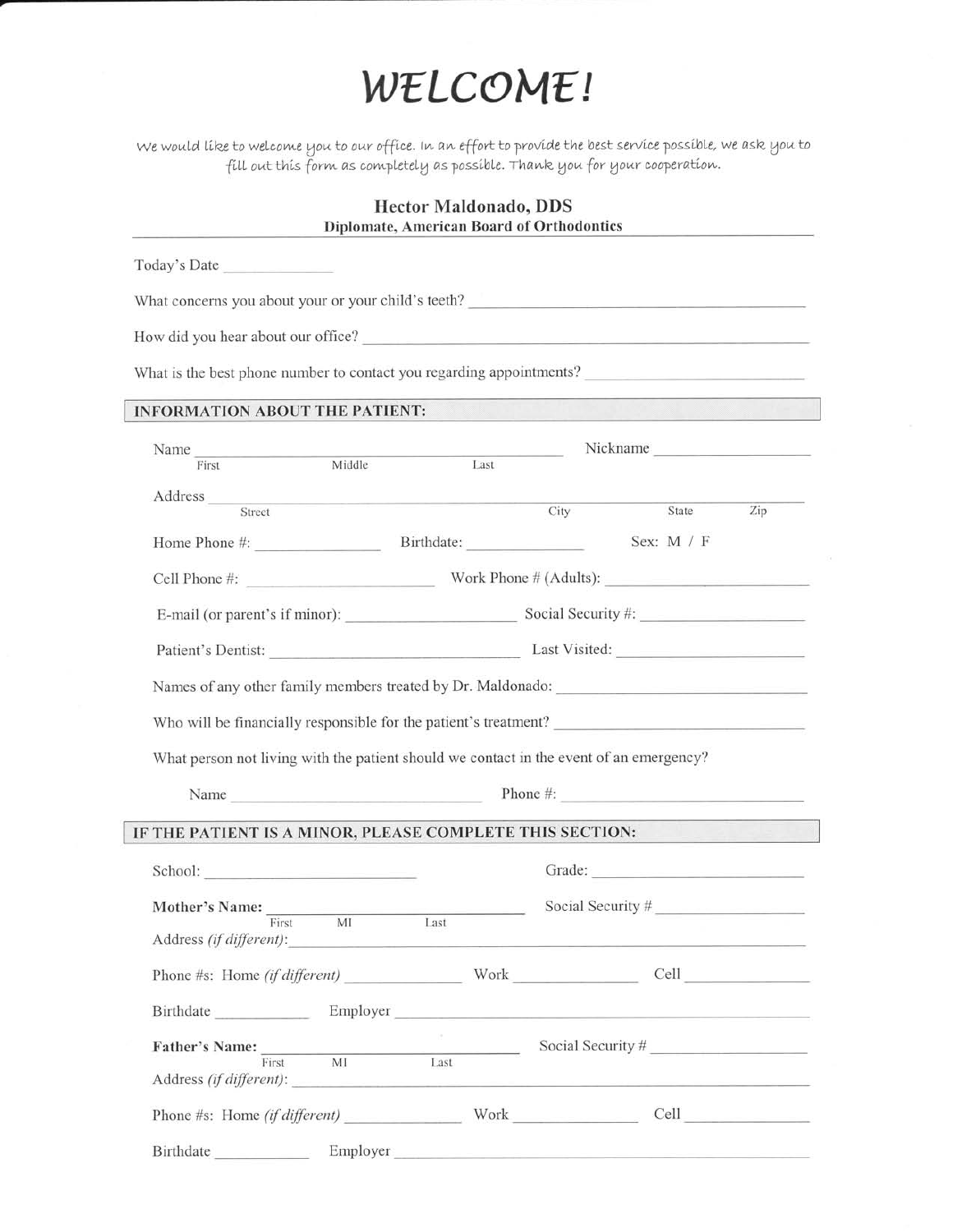# WELCOME!

*We would like to welcome you to our office. In an effort to provide the best service possible, we ask you to fill out this form as completely as possible. Thank you for your cooperation.*

**Hector Maldonado, DDS**
**Diplomate, American Board of Orthodontics**

Today's Date ______________

What concerns you about your or your child's teeth? ______________________________

How did you hear about our office? ______________________________

What is the best phone number to contact you regarding appointments? ______________________________

## INFORMATION ABOUT THE PATIENT:

Name ______________________________ Nickname ______________
First Middle Last

Address ______________________________________________
Street City State Zip

Home Phone #: ______________ Birthdate: ______________ Sex: M / F

Cell Phone #: ______________ Work Phone # (Adults): ______________

E-mail (or parent's if minor): ______________ Social Security #: ______________

Patient's Dentist: ______________ Last Visited: ______________

Names of any other family members treated by Dr. Maldonado: ______________________________

Who will be financially responsible for the patient's treatment? ______________________________

What person not living with the patient should we contact in the event of an emergency?

Name ______________________________ Phone #: ______________

## IF THE PATIENT IS A MINOR, PLEASE COMPLETE THIS SECTION:

School: ______________ Grade: ______________

**Mother's Name:** ______________________________ Social Security # ______________
First MI Last

Address *(if different)*: ______________________________

Phone #s: Home *(if different)* ______________ Work ______________ Cell ______________

Birthdate ______________ Employer ______________________________

**Father's Name:** ______________________________ Social Security # ______________
First MI Last

Address *(if different)*: ______________________________

Phone #s: Home *(if different)* ______________ Work ______________ Cell ______________

Birthdate ______________ Employer ______________________________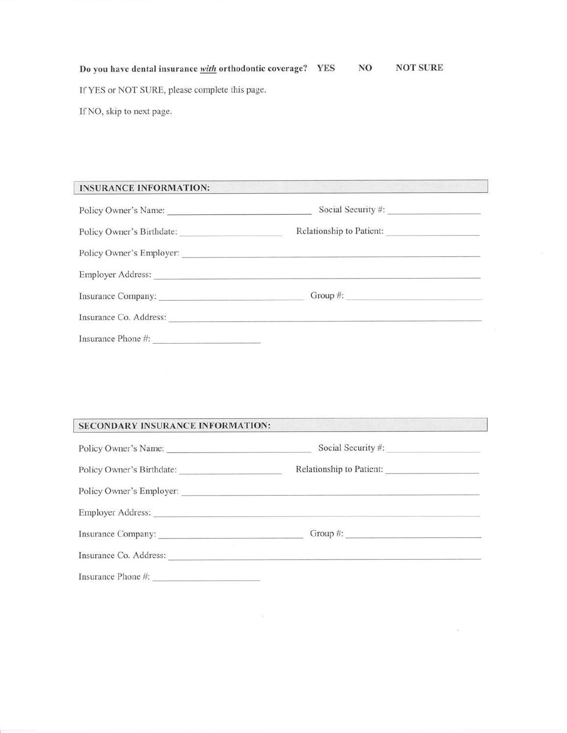**Do you have dental insurance *with* orthodontic coverage?** **YES** **NO** **NOT SURE**

If YES or NOT SURE, please complete this page.

If NO, skip to next page.

## INSURANCE INFORMATION:

Policy Owner's Name: ______________________ Social Security #: ______________

Policy Owner's Birthdate: ________________ Relationship to Patient: ______________

Policy Owner's Employer: ______________________________________________

Employer Address: ______________________________________________

Insurance Company: ______________________ Group #: ______________________

Insurance Co. Address: ______________________________________________

Insurance Phone #: ________________

## SECONDARY INSURANCE INFORMATION:

Policy Owner's Name: ______________________ Social Security #: ______________

Policy Owner's Birthdate: ________________ Relationship to Patient: ______________

Policy Owner's Employer: ______________________________________________

Employer Address: ______________________________________________

Insurance Company: ______________________ Group #: ______________________

Insurance Co. Address: ______________________________________________

Insurance Phone #: ________________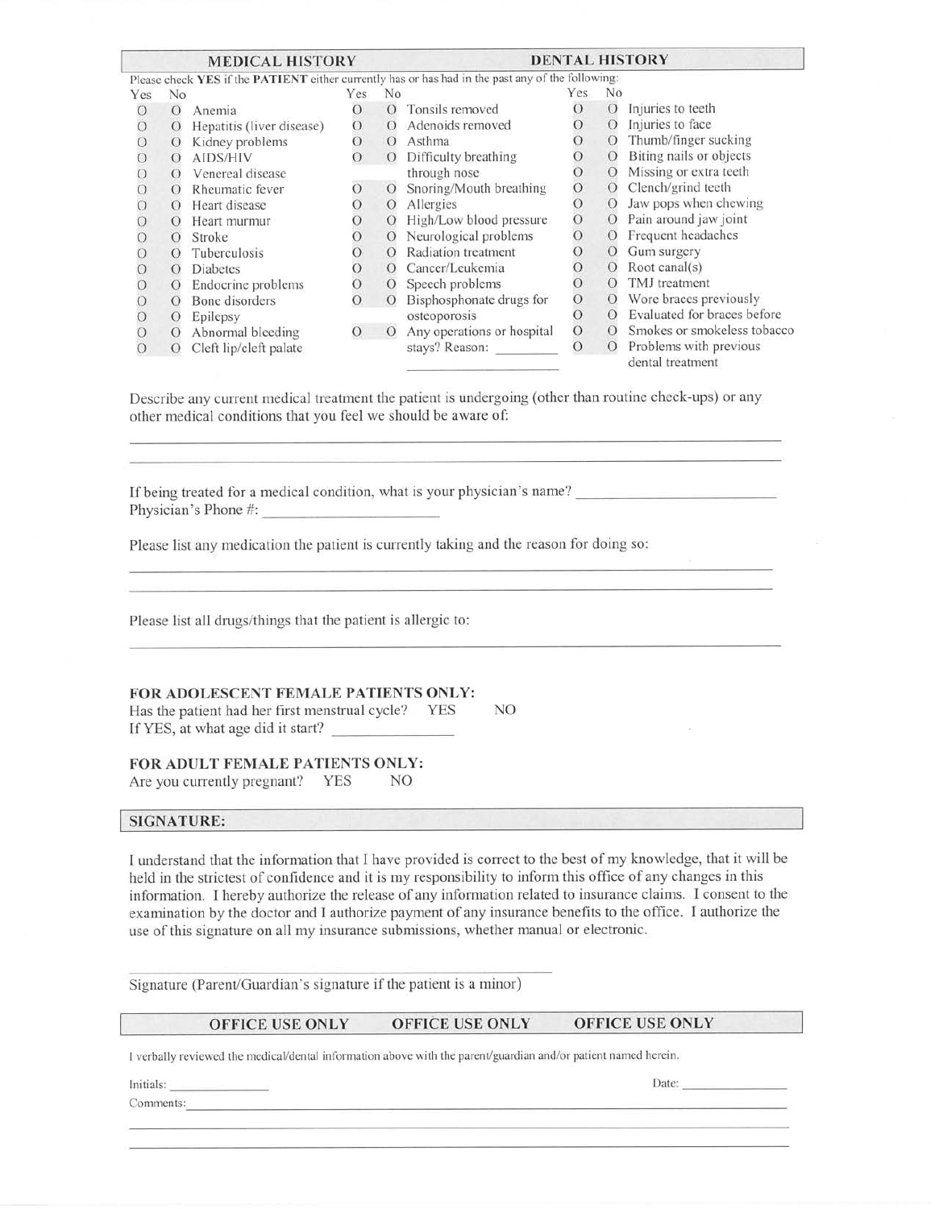| MEDICAL HISTORY | | | | | | DENTAL HISTORY | | |
|---|---|---|---|---|---|---|---|---|
| Please check **YES** if the **PATIENT** either currently has or has had in the past any of the following: | | | | | | | | |
| Yes | No | | Yes | No | | Yes | No | |
| O | O | Anemia | O | O | Tonsils removed | O | O | Injuries to teeth |
| O | O | Hepatitis (liver disease) | O | O | Adenoids removed | O | O | Injuries to face |
| O | O | Kidney problems | O | O | Asthma | O | O | Thumb/finger sucking |
| O | O | AIDS/HIV | O | O | Difficulty breathing through nose | O | O | Biting nails or objects |
| O | O | Venereal disease | | | | O | O | Missing or extra teeth |
| O | O | Rheumatic fever | O | O | Snoring/Mouth breathing | O | O | Clench/grind teeth |
| O | O | Heart disease | O | O | Allergies | O | O | Jaw pops when chewing |
| O | O | Heart murmur | O | O | High/Low blood pressure | O | O | Pain around jaw joint |
| O | O | Stroke | O | O | Neurological problems | O | O | Frequent headaches |
| O | O | Tuberculosis | O | O | Radiation treatment | O | O | Gum surgery |
| O | O | Diabetes | O | O | Cancer/Leukemia | O | O | Root canal(s) |
| O | O | Endocrine problems | O | O | Speech problems | O | O | TMJ treatment |
| O | O | Bone disorders | O | O | Bisphosphonate drugs for osteoporosis | O | O | Wore braces previously |
| O | O | Epilepsy | | | | O | O | Evaluated for braces before |
| O | O | Abnormal bleeding | O | O | Any operations or hospital stays? Reason: ________ | O | O | Smokes or smokeless tobacco |
| O | O | Cleft lip/cleft palate | | | | O | O | Problems with previous dental treatment |

Describe any current medical treatment the patient is undergoing (other than routine check-ups) or any other medical conditions that you feel we should be aware of:

______________________________________________________________

______________________________________________________________

If being treated for a medical condition, what is your physician's name? ______________________

Physician's Phone #: ______________________

Please list any medication the patient is currently taking and the reason for doing so:

______________________________________________________________

______________________________________________________________

Please list all drugs/things that the patient is allergic to:

______________________________________________________________

**FOR ADOLESCENT FEMALE PATIENTS ONLY:**

Has the patient had her first menstrual cycle? YES NO

If YES, at what age did it start? ______________

**FOR ADULT FEMALE PATIENTS ONLY:**

Are you currently pregnant? YES NO

## SIGNATURE:

I understand that the information that I have provided is correct to the best of my knowledge, that it will be held in the strictest of confidence and it is my responsibility to inform this office of any changes in this information. I hereby authorize the release of any information related to insurance claims. I consent to the examination by the doctor and I authorize payment of any insurance benefits to the office. I authorize the use of this signature on all my insurance submissions, whether manual or electronic.

______________________________________________

Signature (Parent/Guardian's signature if the patient is a minor)

## OFFICE USE ONLY OFFICE USE ONLY OFFICE USE ONLY

I verbally reviewed the medical/dental information above with the parent/guardian and/or patient named herein.

Initials: ______________ Date: ______________

Comments: ______________________________________________________________

______________________________________________________________

______________________________________________________________